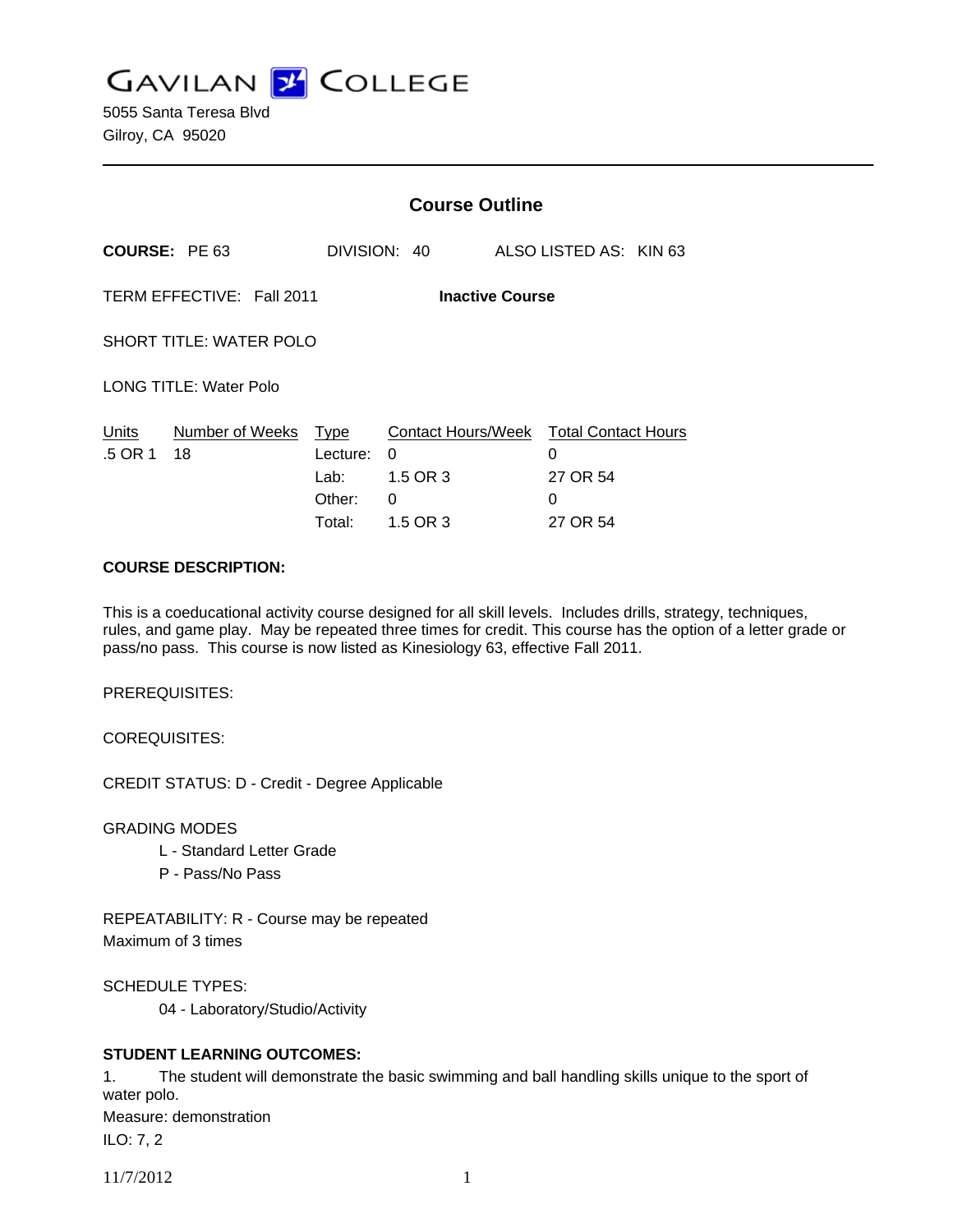# GAVILAN COLLEGE

5055 Santa Teresa Blvd
Gilroy, CA 95020

---

## Course Outline

**COURSE:** PE 63 DIVISION: 40 ALSO LISTED AS: KIN 63

TERM EFFECTIVE: Fall 2011 **Inactive Course**

SHORT TITLE: WATER POLO

LONG TITLE: Water Polo

| Units | Number of Weeks | Type | Contact Hours/Week | Total Contact Hours |
|---|---|---|---|---|
| .5 OR 1 | 18 | Lecture: | 0 | 0 |
| | | Lab: | 1.5 OR 3 | 27 OR 54 |
| | | Other: | 0 | 0 |
| | | Total: | 1.5 OR 3 | 27 OR 54 |

**COURSE DESCRIPTION:**

This is a coeducational activity course designed for all skill levels. Includes drills, strategy, techniques, rules, and game play. May be repeated three times for credit. This course has the option of a letter grade or pass/no pass. This course is now listed as Kinesiology 63, effective Fall 2011.

PREREQUISITES:

COREQUISITES:

CREDIT STATUS: D - Credit - Degree Applicable

GRADING MODES

L - Standard Letter Grade
P - Pass/No Pass

REPEATABILITY: R - Course may be repeated
Maximum of 3 times

SCHEDULE TYPES:

04 - Laboratory/Studio/Activity

**STUDENT LEARNING OUTCOMES:**

1. The student will demonstrate the basic swimming and ball handling skills unique to the sport of water polo.
Measure: demonstration
ILO: 7, 2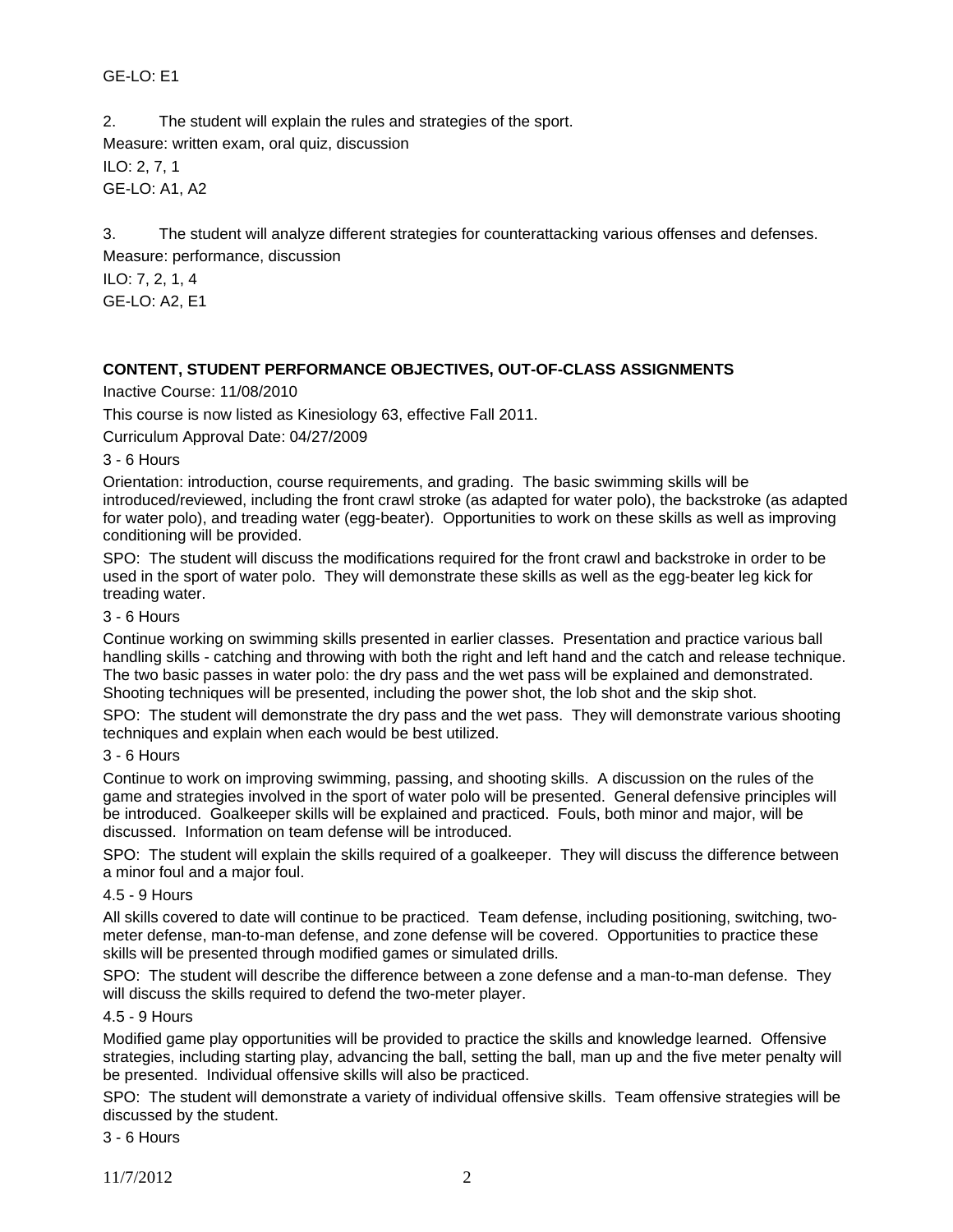GE-LO: E1

2. The student will explain the rules and strategies of the sport.
Measure: written exam, oral quiz, discussion
ILO: 2, 7, 1
GE-LO: A1, A2

3. The student will analyze different strategies for counterattacking various offenses and defenses.
Measure: performance, discussion
ILO: 7, 2, 1, 4
GE-LO: A2, E1

## CONTENT, STUDENT PERFORMANCE OBJECTIVES, OUT-OF-CLASS ASSIGNMENTS

Inactive Course: 11/08/2010

This course is now listed as Kinesiology 63, effective Fall 2011.

Curriculum Approval Date: 04/27/2009

3 - 6 Hours

Orientation: introduction, course requirements, and grading. The basic swimming skills will be introduced/reviewed, including the front crawl stroke (as adapted for water polo), the backstroke (as adapted for water polo), and treading water (egg-beater). Opportunities to work on these skills as well as improving conditioning will be provided.

SPO: The student will discuss the modifications required for the front crawl and backstroke in order to be used in the sport of water polo. They will demonstrate these skills as well as the egg-beater leg kick for treading water.

3 - 6 Hours

Continue working on swimming skills presented in earlier classes. Presentation and practice various ball handling skills - catching and throwing with both the right and left hand and the catch and release technique. The two basic passes in water polo: the dry pass and the wet pass will be explained and demonstrated. Shooting techniques will be presented, including the power shot, the lob shot and the skip shot.

SPO: The student will demonstrate the dry pass and the wet pass. They will demonstrate various shooting techniques and explain when each would be best utilized.

3 - 6 Hours

Continue to work on improving swimming, passing, and shooting skills. A discussion on the rules of the game and strategies involved in the sport of water polo will be presented. General defensive principles will be introduced. Goalkeeper skills will be explained and practiced. Fouls, both minor and major, will be discussed. Information on team defense will be introduced.

SPO: The student will explain the skills required of a goalkeeper. They will discuss the difference between a minor foul and a major foul.

4.5 - 9 Hours

All skills covered to date will continue to be practiced. Team defense, including positioning, switching, two-meter defense, man-to-man defense, and zone defense will be covered. Opportunities to practice these skills will be presented through modified games or simulated drills.

SPO: The student will describe the difference between a zone defense and a man-to-man defense. They will discuss the skills required to defend the two-meter player.

4.5 - 9 Hours

Modified game play opportunities will be provided to practice the skills and knowledge learned. Offensive strategies, including starting play, advancing the ball, setting the ball, man up and the five meter penalty will be presented. Individual offensive skills will also be practiced.

SPO: The student will demonstrate a variety of individual offensive skills. Team offensive strategies will be discussed by the student.

3 - 6 Hours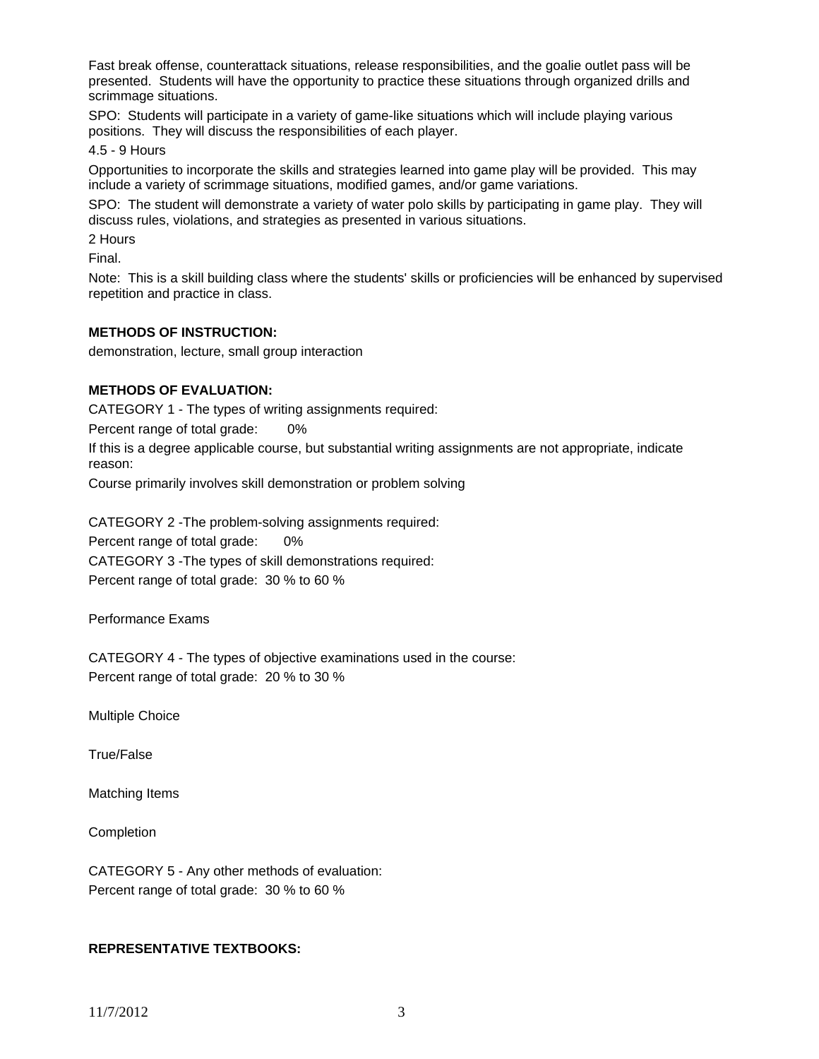Fast break offense, counterattack situations, release responsibilities, and the goalie outlet pass will be presented. Students will have the opportunity to practice these situations through organized drills and scrimmage situations.

SPO: Students will participate in a variety of game-like situations which will include playing various positions. They will discuss the responsibilities of each player.

4.5 - 9 Hours

Opportunities to incorporate the skills and strategies learned into game play will be provided. This may include a variety of scrimmage situations, modified games, and/or game variations.

SPO: The student will demonstrate a variety of water polo skills by participating in game play. They will discuss rules, violations, and strategies as presented in various situations.

2 Hours

Final.

Note: This is a skill building class where the students' skills or proficiencies will be enhanced by supervised repetition and practice in class.

**METHODS OF INSTRUCTION:**

demonstration, lecture, small group interaction

**METHODS OF EVALUATION:**

CATEGORY 1 - The types of writing assignments required:

Percent range of total grade: 0%

If this is a degree applicable course, but substantial writing assignments are not appropriate, indicate reason:

Course primarily involves skill demonstration or problem solving

CATEGORY 2 -The problem-solving assignments required:

Percent range of total grade: 0%

CATEGORY 3 -The types of skill demonstrations required:

Percent range of total grade: 30 % to 60 %

Performance Exams

CATEGORY 4 - The types of objective examinations used in the course:

Percent range of total grade: 20 % to 30 %

Multiple Choice

True/False

Matching Items

Completion

CATEGORY 5 - Any other methods of evaluation:

Percent range of total grade: 30 % to 60 %

**REPRESENTATIVE TEXTBOOKS:**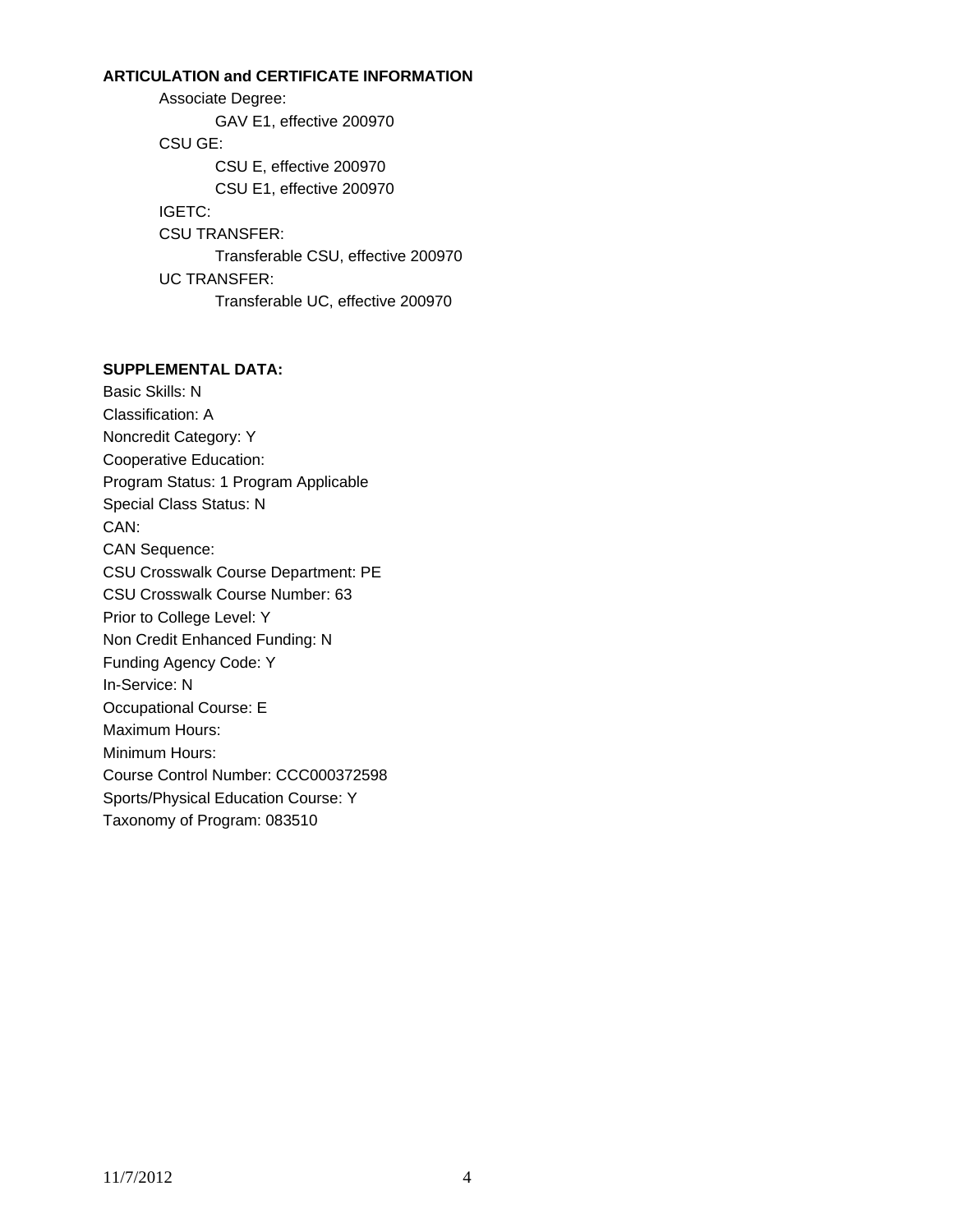**ARTICULATION and CERTIFICATE INFORMATION**

Associate Degree:

GAV E1, effective 200970

CSU GE:

CSU E, effective 200970

CSU E1, effective 200970

IGETC:

CSU TRANSFER:

Transferable CSU, effective 200970

UC TRANSFER:

Transferable UC, effective 200970

**SUPPLEMENTAL DATA:**

Basic Skills: N
Classification: A
Noncredit Category: Y
Cooperative Education:
Program Status: 1 Program Applicable
Special Class Status: N
CAN:
CAN Sequence:
CSU Crosswalk Course Department: PE
CSU Crosswalk Course Number: 63
Prior to College Level: Y
Non Credit Enhanced Funding: N
Funding Agency Code: Y
In-Service: N
Occupational Course: E
Maximum Hours:
Minimum Hours:
Course Control Number: CCC000372598
Sports/Physical Education Course: Y
Taxonomy of Program: 083510